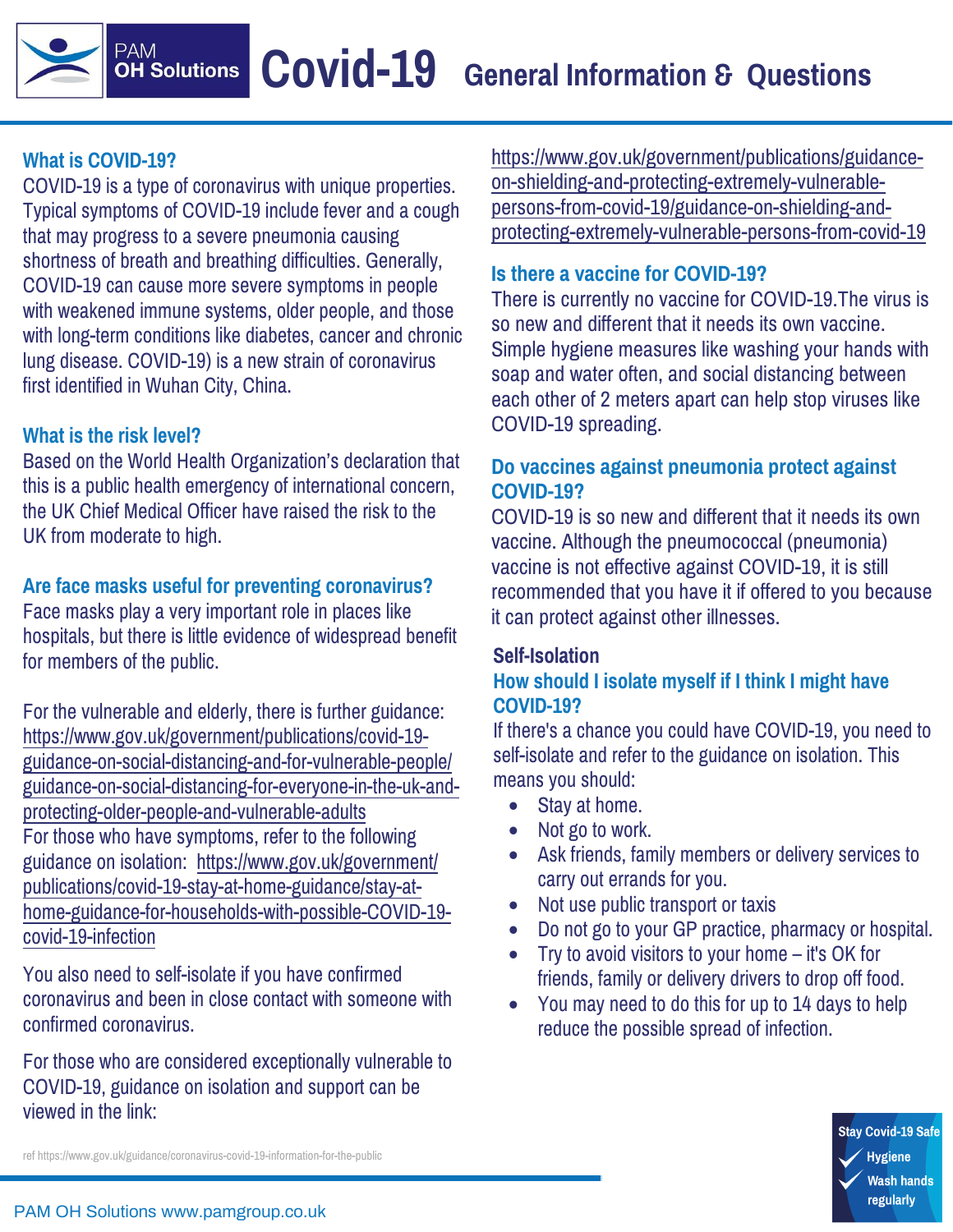# PAM OH Solutions Covid-19 General Information & Questions

### What is COVID-19?

COVID-19 is a type of coronavirus with unique properties. Typical symptoms of COVID-19 include fever and a cough that may progress to a severe pneumonia causing shortness of breath and breathing difficulties. Generally, COVID-19 can cause more severe symptoms in people with weakened immune systems, older people, and those with long-term conditions like diabetes, cancer and chronic lung disease. COVID-19) is a new strain of coronavirus first identified in Wuhan City, China.

### What is the risk level?

Based on the World Health Organization's declaration that this is a public health emergency of international concern, the UK Chief Medical Officer have raised the risk to the UK from moderate to high.

### Are face masks useful for preventing coronavirus?

Face masks play a very important role in places like hospitals, but there is little evidence of widespread benefit for members of the public.

For the vulnerable and elderly, there is further guidance: https://www.gov.uk/government/publications/covid-19-guidance-on-social-distancing-and-for-vulnerable-people/guidance-on-social-distancing-for-everyone-in-the-uk-and-protecting-older-people-and-vulnerable-adults

For those who have symptoms, refer to the following guidance on isolation: https://www.gov.uk/government/publications/covid-19-stay-at-home-guidance/stay-at-home-guidance-for-households-with-possible-COVID-19-covid-19-infection

You also need to self-isolate if you have confirmed coronavirus and been in close contact with someone with confirmed coronavirus.

For those who are considered exceptionally vulnerable to COVID-19, guidance on isolation and support can be viewed in the link:

https://www.gov.uk/government/publications/guidance-on-shielding-and-protecting-extremely-vulnerable-persons-from-covid-19/guidance-on-shielding-and-protecting-extremely-vulnerable-persons-from-covid-19

### Is there a vaccine for COVID-19?

There is currently no vaccine for COVID-19.The virus is so new and different that it needs its own vaccine. Simple hygiene measures like washing your hands with soap and water often, and social distancing between each other of 2 meters apart can help stop viruses like COVID-19 spreading.

### Do vaccines against pneumonia protect against COVID-19?

COVID-19 is so new and different that it needs its own vaccine. Although the pneumococcal (pneumonia) vaccine is not effective against COVID-19, it is still recommended that you have it if offered to you because it can protect against other illnesses.

## Self-Isolation

### How should I isolate myself if I think I might have COVID-19?

If there's a chance you could have COVID-19, you need to self-isolate and refer to the guidance on isolation. This means you should:

- Stay at home.
- Not go to work.
- Ask friends, family members or delivery services to carry out errands for you.
- Not use public transport or taxis
- Do not go to your GP practice, pharmacy or hospital.
- Try to avoid visitors to your home – it's OK for friends, family or delivery drivers to drop off food.
- You may need to do this for up to 14 days to help reduce the possible spread of infection.

ref https://www.gov.uk/guidance/coronavirus-covid-19-information-for-the-public

Stay Covid-19 Safe
✓ Hygiene
✓ Wash hands regularly

PAM OH Solutions www.pamgroup.co.uk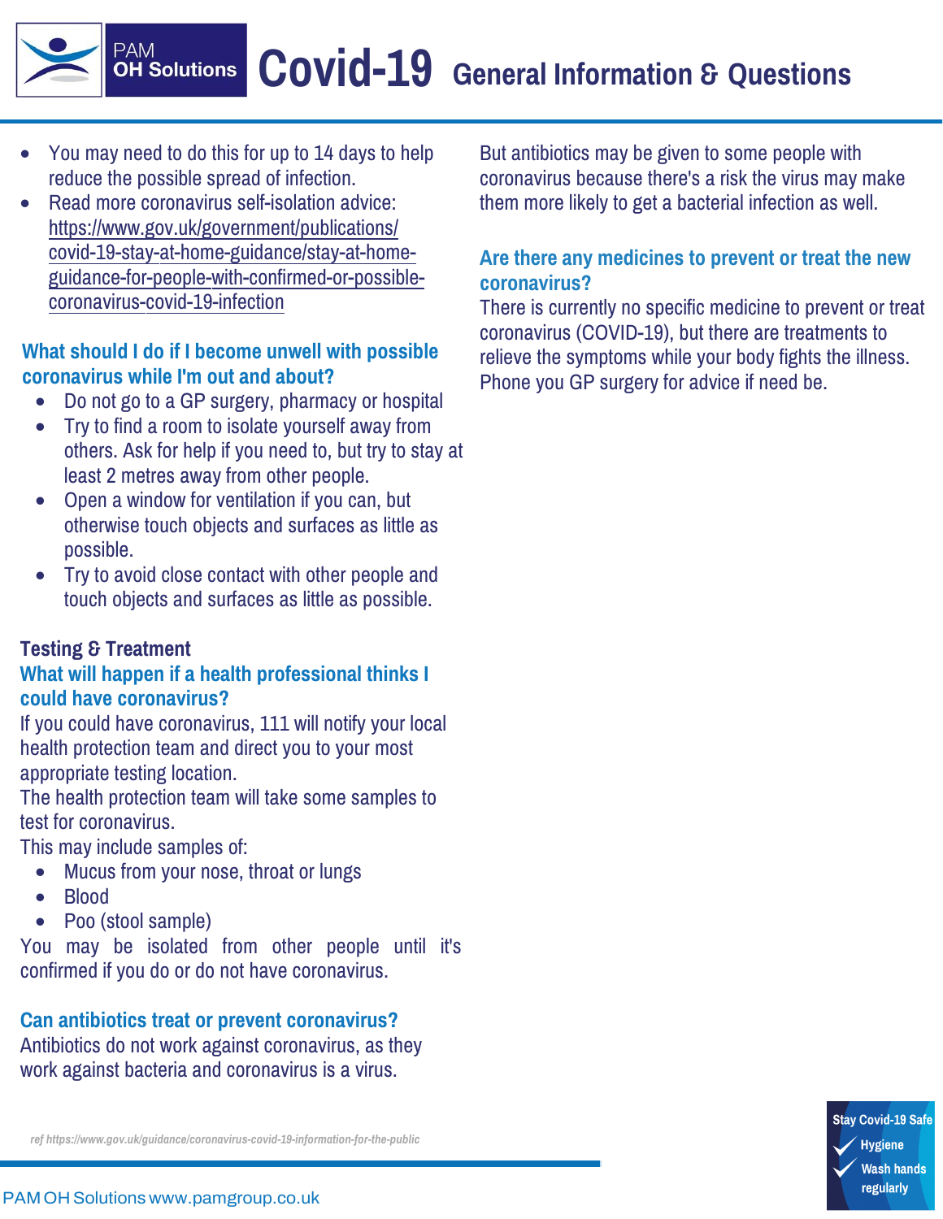- You may need to do this for up to 14 days to help reduce the possible spread of infection.
- Read more coronavirus self-isolation advice: https://www.gov.uk/government/publications/covid-19-stay-at-home-guidance/stay-at-home-guidance-for-people-with-confirmed-or-possible-coronavirus-covid-19-infection

### What should I do if I become unwell with possible coronavirus while I'm out and about?

- Do not go to a GP surgery, pharmacy or hospital
- Try to find a room to isolate yourself away from others. Ask for help if you need to, but try to stay at least 2 metres away from other people.
- Open a window for ventilation if you can, but otherwise touch objects and surfaces as little as possible.
- Try to avoid close contact with other people and touch objects and surfaces as little as possible.

## Testing & Treatment

### What will happen if a health professional thinks I could have coronavirus?

If you could have coronavirus, 111 will notify your local health protection team and direct you to your most appropriate testing location.

The health protection team will take some samples to test for coronavirus.

This may include samples of:

- Mucus from your nose, throat or lungs
- Blood
- Poo (stool sample)

You may be isolated from other people until it's confirmed if you do or do not have coronavirus.

### Can antibiotics treat or prevent coronavirus?

Antibiotics do not work against coronavirus, as they work against bacteria and coronavirus is a virus.

But antibiotics may be given to some people with coronavirus because there's a risk the virus may make them more likely to get a bacterial infection as well.

### Are there any medicines to prevent or treat the new coronavirus?

There is currently no specific medicine to prevent or treat coronavirus (COVID-19), but there are treatments to relieve the symptoms while your body fights the illness. Phone you GP surgery for advice if need be.

*ref https://www.gov.uk/guidance/coronavirus-covid-19-information-for-the-public*

Stay Covid-19 Safe
- Hygiene
- Wash hands regularly